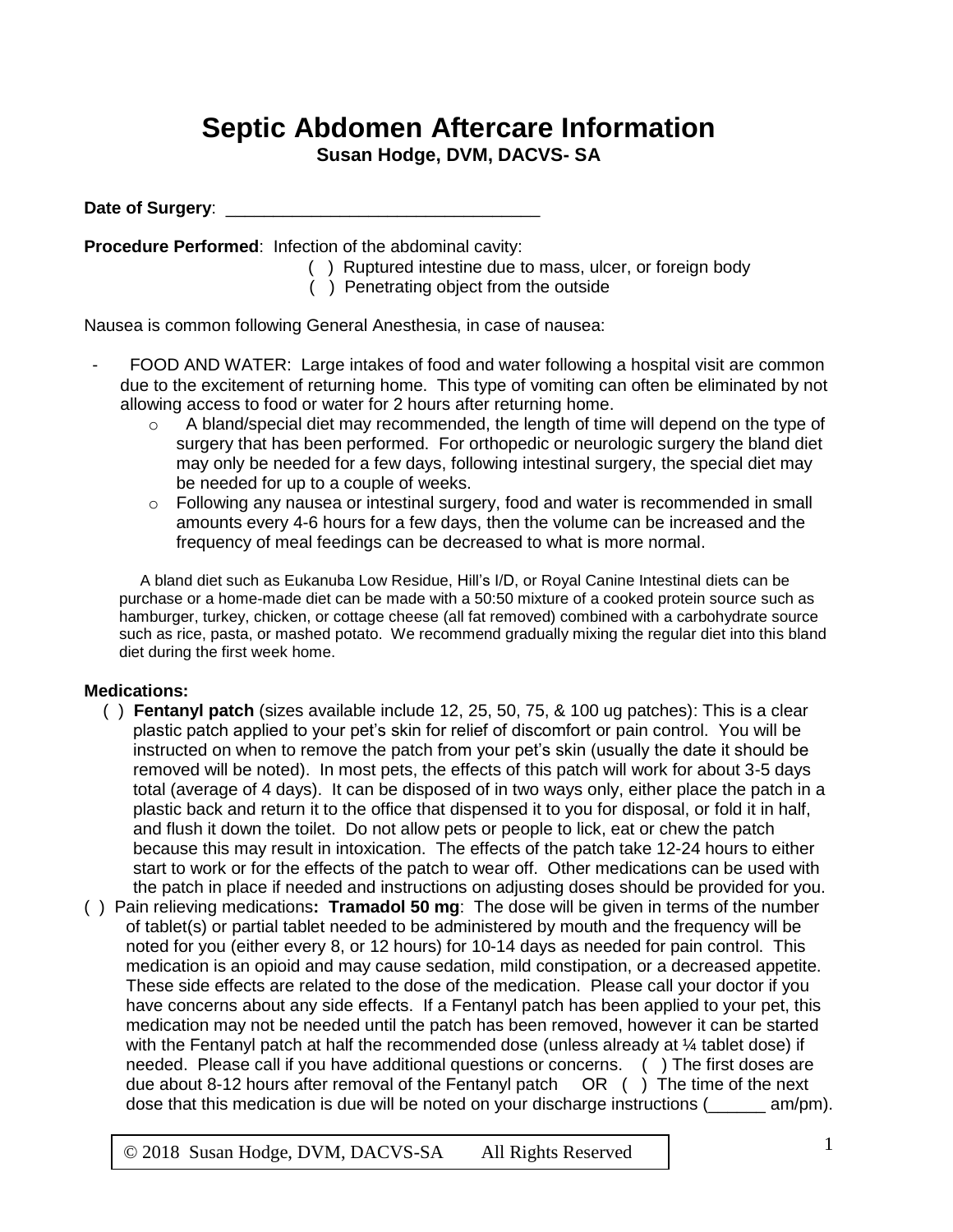# Septic Abdomen Aftercare Information

**Susan Hodge, DVM, DACVS- SA**

**Date of Surgery**: ________________________________

**Procedure Performed**: Infection of the abdominal cavity:

( ) Ruptured intestine due to mass, ulcer, or foreign body
( ) Penetrating object from the outside

Nausea is common following General Anesthesia, in case of nausea:

- FOOD AND WATER: Large intakes of food and water following a hospital visit are common due to the excitement of returning home. This type of vomiting can often be eliminated by not allowing access to food or water for 2 hours after returning home.
  - A bland/special diet may recommended, the length of time will depend on the type of surgery that has been performed. For orthopedic or neurologic surgery the bland diet may only be needed for a few days, following intestinal surgery, the special diet may be needed for up to a couple of weeks.
  - Following any nausea or intestinal surgery, food and water is recommended in small amounts every 4-6 hours for a few days, then the volume can be increased and the frequency of meal feedings can be decreased to what is more normal.

A bland diet such as Eukanuba Low Residue, Hill's I/D, or Royal Canine Intestinal diets can be purchase or a home-made diet can be made with a 50:50 mixture of a cooked protein source such as hamburger, turkey, chicken, or cottage cheese (all fat removed) combined with a carbohydrate source such as rice, pasta, or mashed potato. We recommend gradually mixing the regular diet into this bland diet during the first week home.

**Medications:**

( ) **Fentanyl patch** (sizes available include 12, 25, 50, 75, & 100 ug patches): This is a clear plastic patch applied to your pet's skin for relief of discomfort or pain control. You will be instructed on when to remove the patch from your pet's skin (usually the date it should be removed will be noted). In most pets, the effects of this patch will work for about 3-5 days total (average of 4 days). It can be disposed of in two ways only, either place the patch in a plastic back and return it to the office that dispensed it to you for disposal, or fold it in half, and flush it down the toilet. Do not allow pets or people to lick, eat or chew the patch because this may result in intoxication. The effects of the patch take 12-24 hours to either start to work or for the effects of the patch to wear off. Other medications can be used with the patch in place if needed and instructions on adjusting doses should be provided for you.

( ) Pain relieving medications**: Tramadol 50 mg**: The dose will be given in terms of the number of tablet(s) or partial tablet needed to be administered by mouth and the frequency will be noted for you (either every 8, or 12 hours) for 10-14 days as needed for pain control. This medication is an opioid and may cause sedation, mild constipation, or a decreased appetite. These side effects are related to the dose of the medication. Please call your doctor if you have concerns about any side effects. If a Fentanyl patch has been applied to your pet, this medication may not be needed until the patch has been removed, however it can be started with the Fentanyl patch at half the recommended dose (unless already at ¼ tablet dose) if needed. Please call if you have additional questions or concerns. ( ) The first doses are due about 8-12 hours after removal of the Fentanyl patch OR ( ) The time of the next dose that this medication is due will be noted on your discharge instructions (______ am/pm).

© 2018 Susan Hodge, DVM, DACVS-SA All Rights Reserved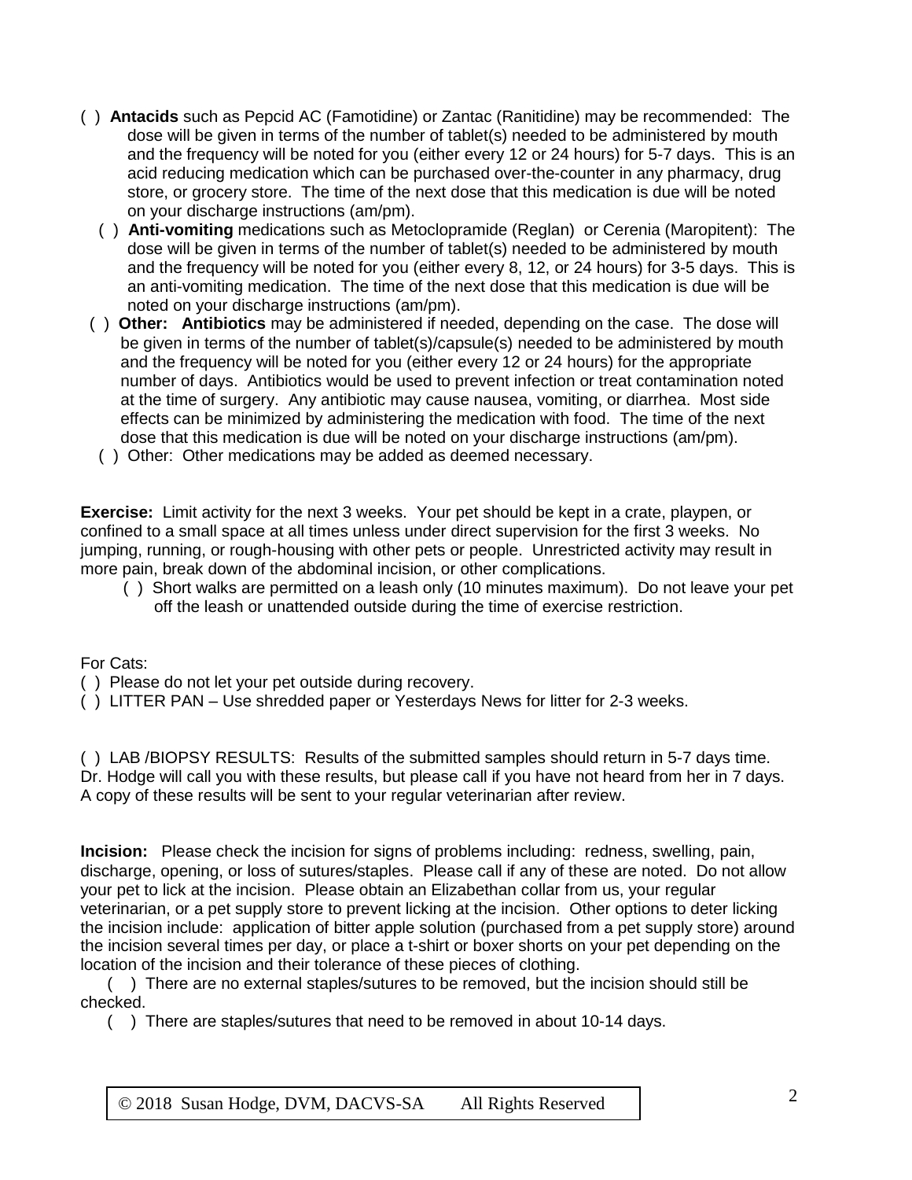( ) **Antacids** such as Pepcid AC (Famotidine) or Zantac (Ranitidine) may be recommended: The dose will be given in terms of the number of tablet(s) needed to be administered by mouth and the frequency will be noted for you (either every 12 or 24 hours) for 5-7 days. This is an acid reducing medication which can be purchased over-the-counter in any pharmacy, drug store, or grocery store. The time of the next dose that this medication is due will be noted on your discharge instructions (am/pm).

( ) **Anti-vomiting** medications such as Metoclopramide (Reglan) or Cerenia (Maropitent): The dose will be given in terms of the number of tablet(s) needed to be administered by mouth and the frequency will be noted for you (either every 8, 12, or 24 hours) for 3-5 days. This is an anti-vomiting medication. The time of the next dose that this medication is due will be noted on your discharge instructions (am/pm).

( ) **Other: Antibiotics** may be administered if needed, depending on the case. The dose will be given in terms of the number of tablet(s)/capsule(s) needed to be administered by mouth and the frequency will be noted for you (either every 12 or 24 hours) for the appropriate number of days. Antibiotics would be used to prevent infection or treat contamination noted at the time of surgery. Any antibiotic may cause nausea, vomiting, or diarrhea. Most side effects can be minimized by administering the medication with food. The time of the next dose that this medication is due will be noted on your discharge instructions (am/pm).

( ) Other: Other medications may be added as deemed necessary.

**Exercise:** Limit activity for the next 3 weeks. Your pet should be kept in a crate, playpen, or confined to a small space at all times unless under direct supervision for the first 3 weeks. No jumping, running, or rough-housing with other pets or people. Unrestricted activity may result in more pain, break down of the abdominal incision, or other complications.

( ) Short walks are permitted on a leash only (10 minutes maximum). Do not leave your pet off the leash or unattended outside during the time of exercise restriction.

For Cats:

( ) Please do not let your pet outside during recovery.

( ) LITTER PAN – Use shredded paper or Yesterdays News for litter for 2-3 weeks.

( ) LAB /BIOPSY RESULTS: Results of the submitted samples should return in 5-7 days time. Dr. Hodge will call you with these results, but please call if you have not heard from her in 7 days. A copy of these results will be sent to your regular veterinarian after review.

**Incision:** Please check the incision for signs of problems including: redness, swelling, pain, discharge, opening, or loss of sutures/staples. Please call if any of these are noted. Do not allow your pet to lick at the incision. Please obtain an Elizabethan collar from us, your regular veterinarian, or a pet supply store to prevent licking at the incision. Other options to deter licking the incision include: application of bitter apple solution (purchased from a pet supply store) around the incision several times per day, or place a t-shirt or boxer shorts on your pet depending on the location of the incision and their tolerance of these pieces of clothing.

( ) There are no external staples/sutures to be removed, but the incision should still be checked.

( ) There are staples/sutures that need to be removed in about 10-14 days.

© 2018 Susan Hodge, DVM, DACVS-SA All Rights Reserved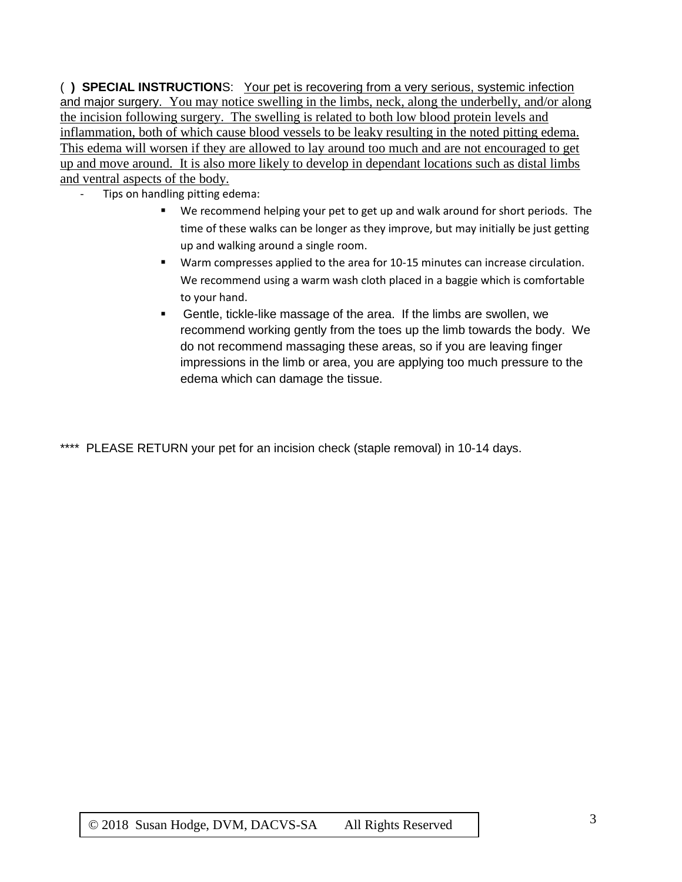( **) SPECIAL INSTRUCTION**S: Your pet is recovering from a very serious, systemic infection and major surgery. You may notice swelling in the limbs, neck, along the underbelly, and/or along the incision following surgery. The swelling is related to both low blood protein levels and inflammation, both of which cause blood vessels to be leaky resulting in the noted pitting edema. This edema will worsen if they are allowed to lay around too much and are not encouraged to get up and move around. It is also more likely to develop in dependant locations such as distal limbs and ventral aspects of the body.

- Tips on handling pitting edema:
  - We recommend helping your pet to get up and walk around for short periods. The time of these walks can be longer as they improve, but may initially be just getting up and walking around a single room.
  - Warm compresses applied to the area for 10-15 minutes can increase circulation. We recommend using a warm wash cloth placed in a baggie which is comfortable to your hand.
  - Gentle, tickle-like massage of the area. If the limbs are swollen, we recommend working gently from the toes up the limb towards the body. We do not recommend massaging these areas, so if you are leaving finger impressions in the limb or area, you are applying too much pressure to the edema which can damage the tissue.

**** PLEASE RETURN your pet for an incision check (staple removal) in 10-14 days.

© 2018 Susan Hodge, DVM, DACVS-SA All Rights Reserved